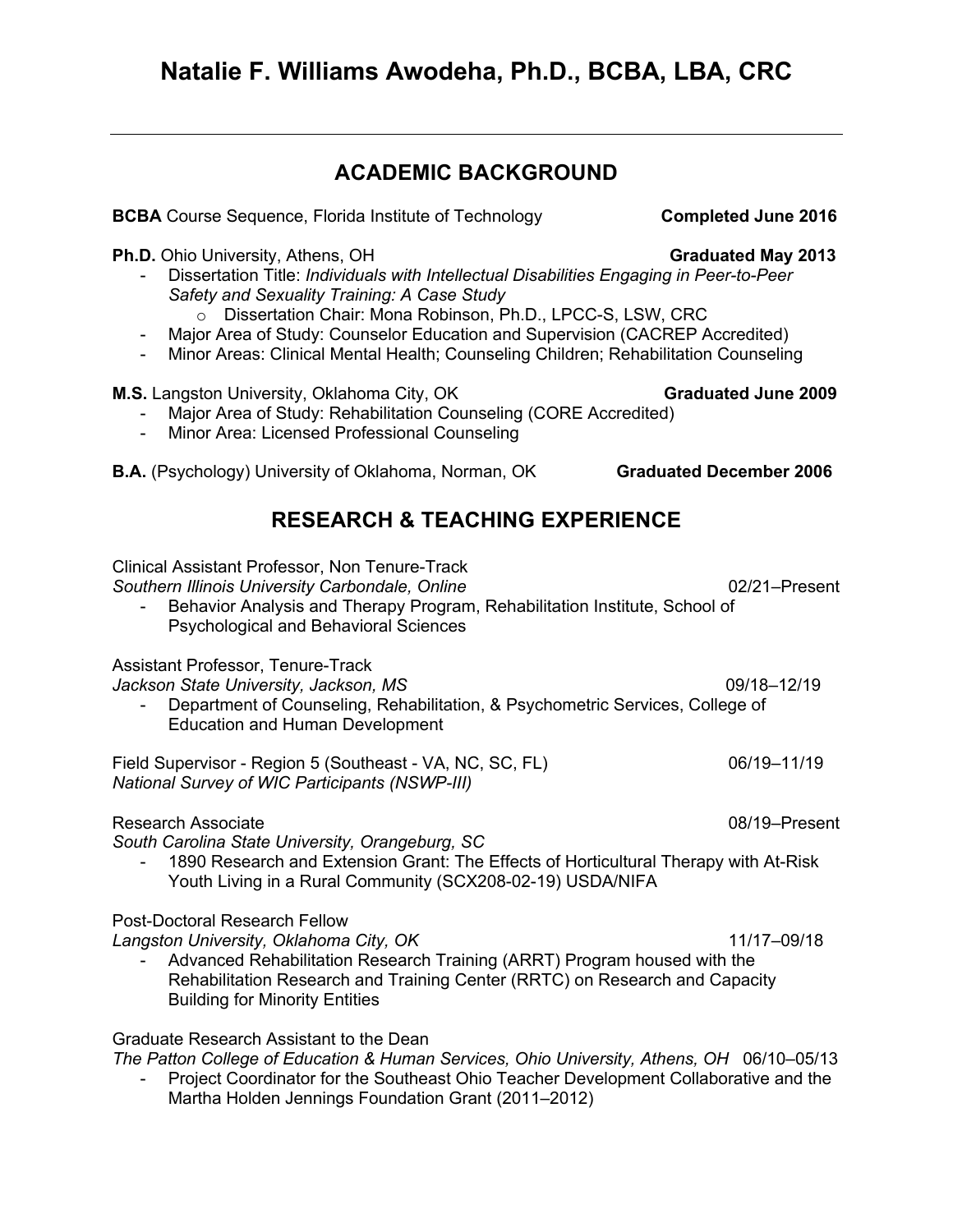# Natalie F. Williams Awodeha, Ph.D., BCBA, LBA, CRC

---

## ACADEMIC BACKGROUND

**BCBA** Course Sequence, Florida Institute of Technology **Completed June 2016**

**Ph.D.** Ohio University, Athens, OH **Graduated May 2013**

- Dissertation Title: *Individuals with Intellectual Disabilities Engaging in Peer-to-Peer Safety and Sexuality Training: A Case Study*
  - Dissertation Chair: Mona Robinson, Ph.D., LPCC-S, LSW, CRC
- Major Area of Study: Counselor Education and Supervision (CACREP Accredited)
- Minor Areas: Clinical Mental Health; Counseling Children; Rehabilitation Counseling

**M.S.** Langston University, Oklahoma City, OK **Graduated June 2009**

- Major Area of Study: Rehabilitation Counseling (CORE Accredited)
- Minor Area: Licensed Professional Counseling

**B.A.** (Psychology) University of Oklahoma, Norman, OK **Graduated December 2006**

## RESEARCH & TEACHING EXPERIENCE

Clinical Assistant Professor, Non Tenure-Track
*Southern Illinois University Carbondale, Online* 02/21–Present

- Behavior Analysis and Therapy Program, Rehabilitation Institute, School of Psychological and Behavioral Sciences

Assistant Professor, Tenure-Track
*Jackson State University, Jackson, MS* 09/18–12/19

- Department of Counseling, Rehabilitation, & Psychometric Services, College of Education and Human Development

Field Supervisor - Region 5 (Southeast - VA, NC, SC, FL) 06/19–11/19
*National Survey of WIC Participants (NSWP-III)*

Research Associate 08/19–Present
*South Carolina State University, Orangeburg, SC*

- 1890 Research and Extension Grant: The Effects of Horticultural Therapy with At-Risk Youth Living in a Rural Community (SCX208-02-19) USDA/NIFA

Post-Doctoral Research Fellow
*Langston University, Oklahoma City, OK* 11/17–09/18

- Advanced Rehabilitation Research Training (ARRT) Program housed with the Rehabilitation Research and Training Center (RRTC) on Research and Capacity Building for Minority Entities

Graduate Research Assistant to the Dean
*The Patton College of Education & Human Services, Ohio University, Athens, OH* 06/10–05/13

- Project Coordinator for the Southeast Ohio Teacher Development Collaborative and the Martha Holden Jennings Foundation Grant (2011–2012)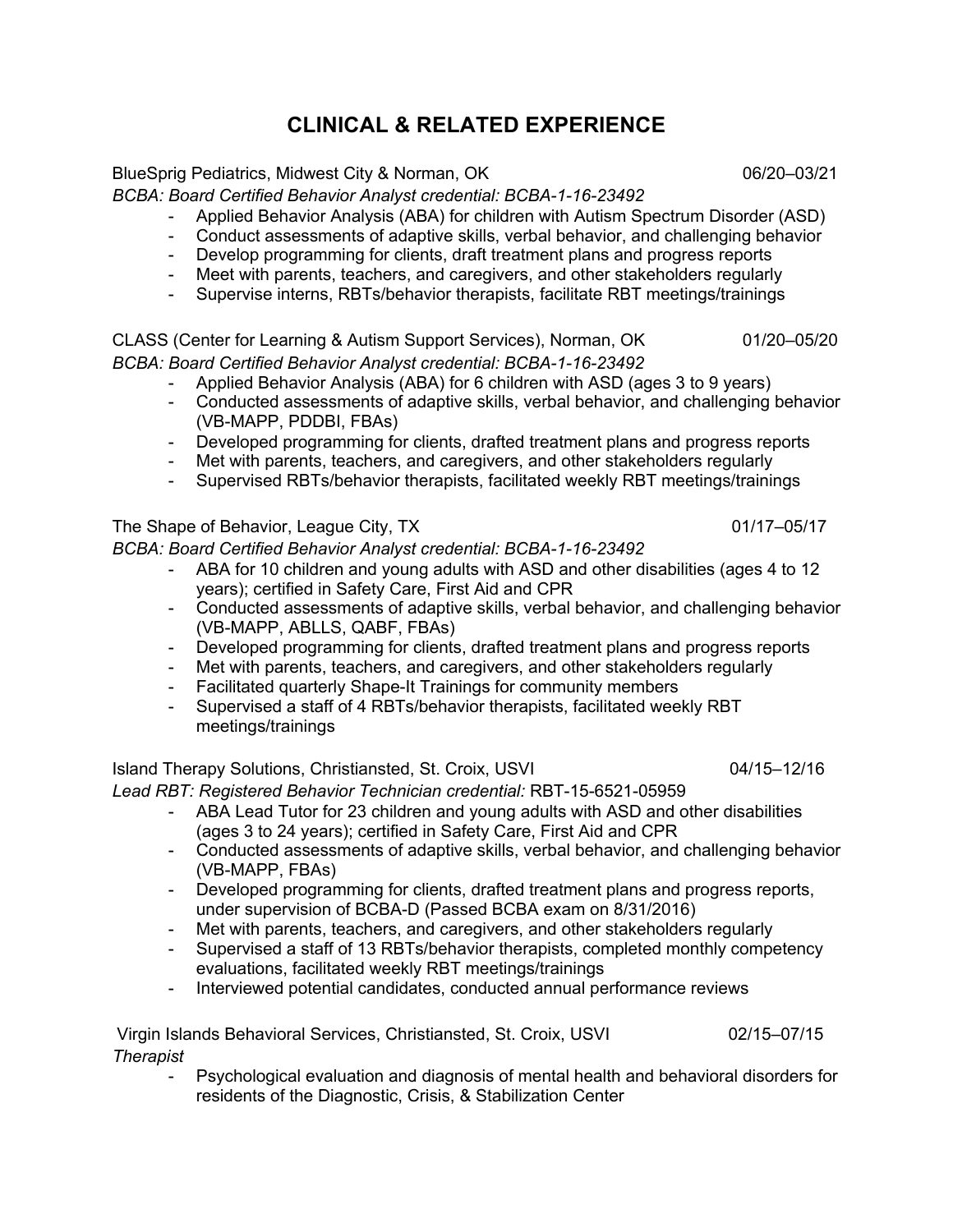# CLINICAL & RELATED EXPERIENCE

BlueSprig Pediatrics, Midwest City & Norman, OK 06/20–03/21
*BCBA: Board Certified Behavior Analyst credential: BCBA-1-16-23492*

- Applied Behavior Analysis (ABA) for children with Autism Spectrum Disorder (ASD)
- Conduct assessments of adaptive skills, verbal behavior, and challenging behavior
- Develop programming for clients, draft treatment plans and progress reports
- Meet with parents, teachers, and caregivers, and other stakeholders regularly
- Supervise interns, RBTs/behavior therapists, facilitate RBT meetings/trainings

CLASS (Center for Learning & Autism Support Services), Norman, OK 01/20–05/20
*BCBA: Board Certified Behavior Analyst credential: BCBA-1-16-23492*

- Applied Behavior Analysis (ABA) for 6 children with ASD (ages 3 to 9 years)
- Conducted assessments of adaptive skills, verbal behavior, and challenging behavior (VB-MAPP, PDDBI, FBAs)
- Developed programming for clients, drafted treatment plans and progress reports
- Met with parents, teachers, and caregivers, and other stakeholders regularly
- Supervised RBTs/behavior therapists, facilitated weekly RBT meetings/trainings

The Shape of Behavior, League City, TX 01/17–05/17
*BCBA: Board Certified Behavior Analyst credential: BCBA-1-16-23492*

- ABA for 10 children and young adults with ASD and other disabilities (ages 4 to 12 years); certified in Safety Care, First Aid and CPR
- Conducted assessments of adaptive skills, verbal behavior, and challenging behavior (VB-MAPP, ABLLS, QABF, FBAs)
- Developed programming for clients, drafted treatment plans and progress reports
- Met with parents, teachers, and caregivers, and other stakeholders regularly
- Facilitated quarterly Shape-It Trainings for community members
- Supervised a staff of 4 RBTs/behavior therapists, facilitated weekly RBT meetings/trainings

Island Therapy Solutions, Christiansted, St. Croix, USVI 04/15–12/16
*Lead RBT: Registered Behavior Technician credential:* RBT-15-6521-05959

- ABA Lead Tutor for 23 children and young adults with ASD and other disabilities (ages 3 to 24 years); certified in Safety Care, First Aid and CPR
- Conducted assessments of adaptive skills, verbal behavior, and challenging behavior (VB-MAPP, FBAs)
- Developed programming for clients, drafted treatment plans and progress reports, under supervision of BCBA-D (Passed BCBA exam on 8/31/2016)
- Met with parents, teachers, and caregivers, and other stakeholders regularly
- Supervised a staff of 13 RBTs/behavior therapists, completed monthly competency evaluations, facilitated weekly RBT meetings/trainings
- Interviewed potential candidates, conducted annual performance reviews

Virgin Islands Behavioral Services, Christiansted, St. Croix, USVI 02/15–07/15
*Therapist*

- Psychological evaluation and diagnosis of mental health and behavioral disorders for residents of the Diagnostic, Crisis, & Stabilization Center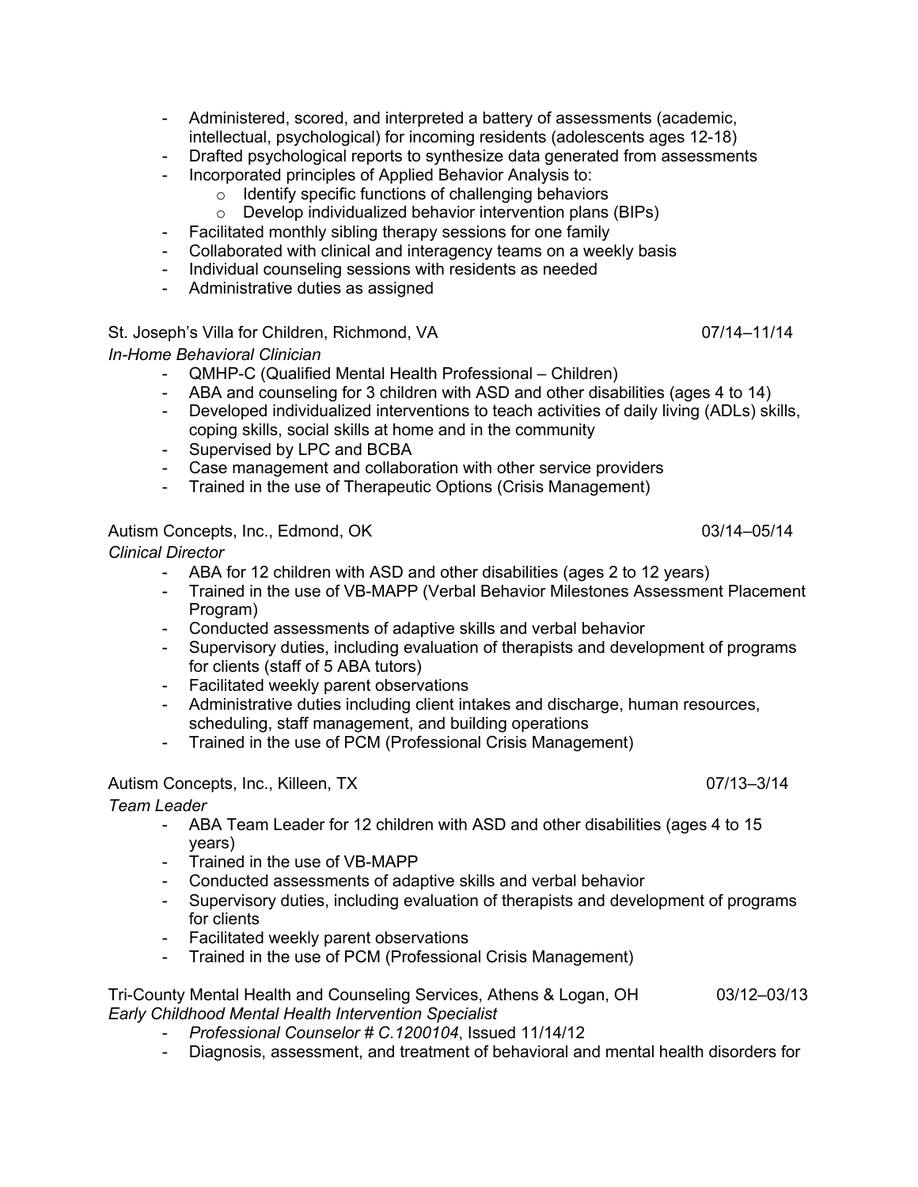- Administered, scored, and interpreted a battery of assessments (academic, intellectual, psychological) for incoming residents (adolescents ages 12-18)
- Drafted psychological reports to synthesize data generated from assessments
- Incorporated principles of Applied Behavior Analysis to:
    - Identify specific functions of challenging behaviors
    - Develop individualized behavior intervention plans (BIPs)
- Facilitated monthly sibling therapy sessions for one family
- Collaborated with clinical and interagency teams on a weekly basis
- Individual counseling sessions with residents as needed
- Administrative duties as assigned

St. Joseph's Villa for Children, Richmond, VA 07/14–11/14
*In-Home Behavioral Clinician*

- QMHP-C (Qualified Mental Health Professional – Children)
- ABA and counseling for 3 children with ASD and other disabilities (ages 4 to 14)
- Developed individualized interventions to teach activities of daily living (ADLs) skills, coping skills, social skills at home and in the community
- Supervised by LPC and BCBA
- Case management and collaboration with other service providers
- Trained in the use of Therapeutic Options (Crisis Management)

Autism Concepts, Inc., Edmond, OK 03/14–05/14
*Clinical Director*

- ABA for 12 children with ASD and other disabilities (ages 2 to 12 years)
- Trained in the use of VB-MAPP (Verbal Behavior Milestones Assessment Placement Program)
- Conducted assessments of adaptive skills and verbal behavior
- Supervisory duties, including evaluation of therapists and development of programs for clients (staff of 5 ABA tutors)
- Facilitated weekly parent observations
- Administrative duties including client intakes and discharge, human resources, scheduling, staff management, and building operations
- Trained in the use of PCM (Professional Crisis Management)

Autism Concepts, Inc., Killeen, TX 07/13–3/14
*Team Leader*

- ABA Team Leader for 12 children with ASD and other disabilities (ages 4 to 15 years)
- Trained in the use of VB-MAPP
- Conducted assessments of adaptive skills and verbal behavior
- Supervisory duties, including evaluation of therapists and development of programs for clients
- Facilitated weekly parent observations
- Trained in the use of PCM (Professional Crisis Management)

Tri-County Mental Health and Counseling Services, Athens & Logan, OH 03/12–03/13
*Early Childhood Mental Health Intervention Specialist*

- *Professional Counselor # C.1200104*, Issued 11/14/12
- Diagnosis, assessment, and treatment of behavioral and mental health disorders for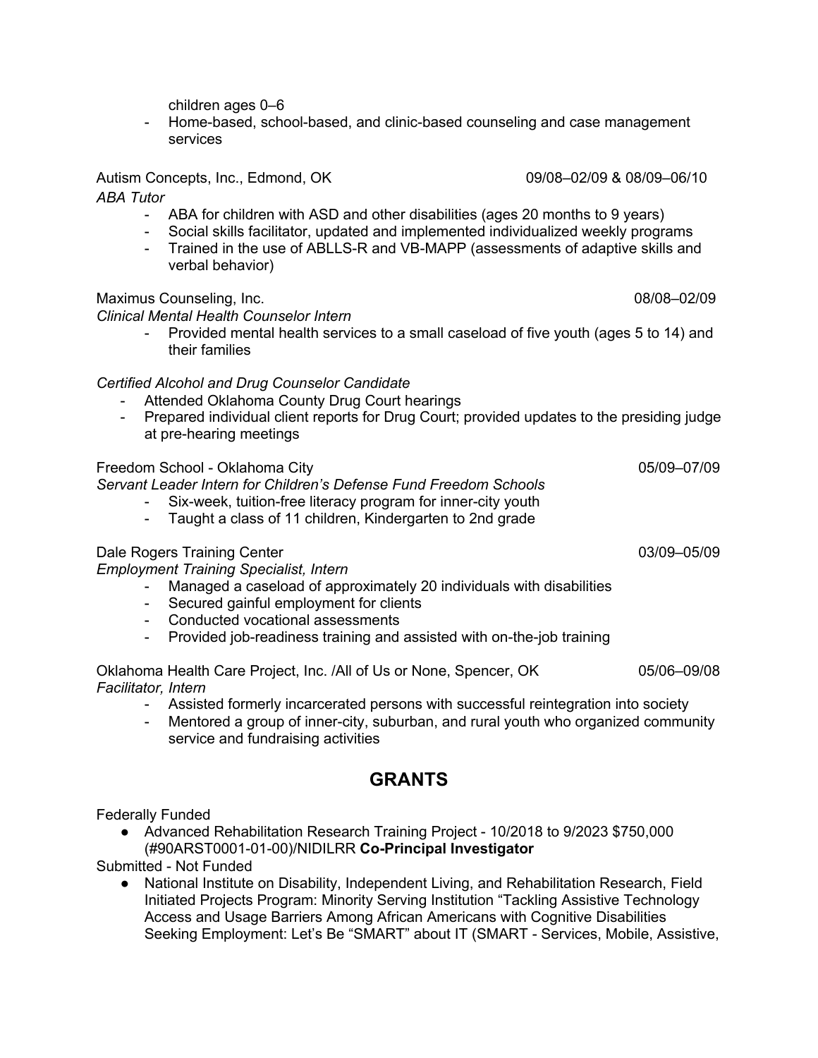children ages 0–6
- Home-based, school-based, and clinic-based counseling and case management services

Autism Concepts, Inc., Edmond, OK 09/08–02/09 & 08/09–06/10
*ABA Tutor*
- ABA for children with ASD and other disabilities (ages 20 months to 9 years)
- Social skills facilitator, updated and implemented individualized weekly programs
- Trained in the use of ABLLS-R and VB-MAPP (assessments of adaptive skills and verbal behavior)

Maximus Counseling, Inc. 08/08–02/09
*Clinical Mental Health Counselor Intern*
- Provided mental health services to a small caseload of five youth (ages 5 to 14) and their families

*Certified Alcohol and Drug Counselor Candidate*
- Attended Oklahoma County Drug Court hearings
- Prepared individual client reports for Drug Court; provided updates to the presiding judge at pre-hearing meetings

Freedom School - Oklahoma City 05/09–07/09
*Servant Leader Intern for Children's Defense Fund Freedom Schools*
- Six-week, tuition-free literacy program for inner-city youth
- Taught a class of 11 children, Kindergarten to 2nd grade

Dale Rogers Training Center 03/09–05/09
*Employment Training Specialist, Intern*
- Managed a caseload of approximately 20 individuals with disabilities
- Secured gainful employment for clients
- Conducted vocational assessments
- Provided job-readiness training and assisted with on-the-job training

Oklahoma Health Care Project, Inc. /All of Us or None, Spencer, OK 05/06–09/08
*Facilitator, Intern*
- Assisted formerly incarcerated persons with successful reintegration into society
- Mentored a group of inner-city, suburban, and rural youth who organized community service and fundraising activities

## GRANTS

Federally Funded
- Advanced Rehabilitation Research Training Project - 10/2018 to 9/2023 $750,000 (#90ARST0001-01-00)/NIDILRR **Co-Principal Investigator**

Submitted - Not Funded
- National Institute on Disability, Independent Living, and Rehabilitation Research, Field Initiated Projects Program: Minority Serving Institution "Tackling Assistive Technology Access and Usage Barriers Among African Americans with Cognitive Disabilities Seeking Employment: Let's Be "SMART" about IT (SMART - Services, Mobile, Assistive,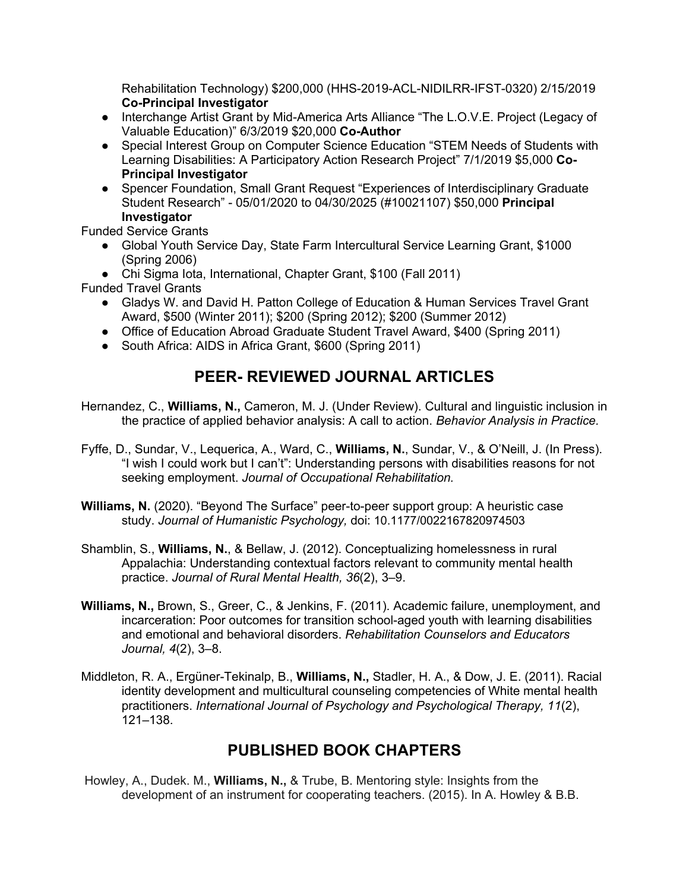Rehabilitation Technology) $200,000 (HHS-2019-ACL-NIDILRR-IFST-0320) 2/15/2019 **Co-Principal Investigator**

- Interchange Artist Grant by Mid-America Arts Alliance "The L.O.V.E. Project (Legacy of Valuable Education)" 6/3/2019 $20,000 **Co-Author**
- Special Interest Group on Computer Science Education "STEM Needs of Students with Learning Disabilities: A Participatory Action Research Project" 7/1/2019 $5,000 **Co-Principal Investigator**
- Spencer Foundation, Small Grant Request "Experiences of Interdisciplinary Graduate Student Research" - 05/01/2020 to 04/30/2025 (#10021107) $50,000 **Principal Investigator**

Funded Service Grants

- Global Youth Service Day, State Farm Intercultural Service Learning Grant, $1000 (Spring 2006)
- Chi Sigma Iota, International, Chapter Grant, $100 (Fall 2011)

Funded Travel Grants

- Gladys W. and David H. Patton College of Education & Human Services Travel Grant Award, $500 (Winter 2011); $200 (Spring 2012); $200 (Summer 2012)
- Office of Education Abroad Graduate Student Travel Award, $400 (Spring 2011)
- South Africa: AIDS in Africa Grant, $600 (Spring 2011)

## PEER- REVIEWED JOURNAL ARTICLES

Hernandez, C., **Williams, N.,** Cameron, M. J. (Under Review). Cultural and linguistic inclusion in the practice of applied behavior analysis: A call to action. *Behavior Analysis in Practice.*

Fyffe, D., Sundar, V., Lequerica, A., Ward, C., **Williams, N.**, Sundar, V., & O'Neill, J. (In Press). "I wish I could work but I can't": Understanding persons with disabilities reasons for not seeking employment. *Journal of Occupational Rehabilitation.*

**Williams, N.** (2020). "Beyond The Surface" peer-to-peer support group: A heuristic case study. *Journal of Humanistic Psychology,* doi: 10.1177/0022167820974503

Shamblin, S., **Williams, N.**, & Bellaw, J. (2012). Conceptualizing homelessness in rural Appalachia: Understanding contextual factors relevant to community mental health practice. *Journal of Rural Mental Health, 36*(2), 3–9.

**Williams, N.,** Brown, S., Greer, C., & Jenkins, F. (2011). Academic failure, unemployment, and incarceration: Poor outcomes for transition school-aged youth with learning disabilities and emotional and behavioral disorders. *Rehabilitation Counselors and Educators Journal, 4*(2), 3–8.

Middleton, R. A., Ergüner-Tekinalp, B., **Williams, N.,** Stadler, H. A., & Dow, J. E. (2011). Racial identity development and multicultural counseling competencies of White mental health practitioners. *International Journal of Psychology and Psychological Therapy, 11*(2), 121–138.

## PUBLISHED BOOK CHAPTERS

Howley, A., Dudek. M., **Williams, N.,** & Trube, B. Mentoring style: Insights from the development of an instrument for cooperating teachers. (2015). In A. Howley & B.B.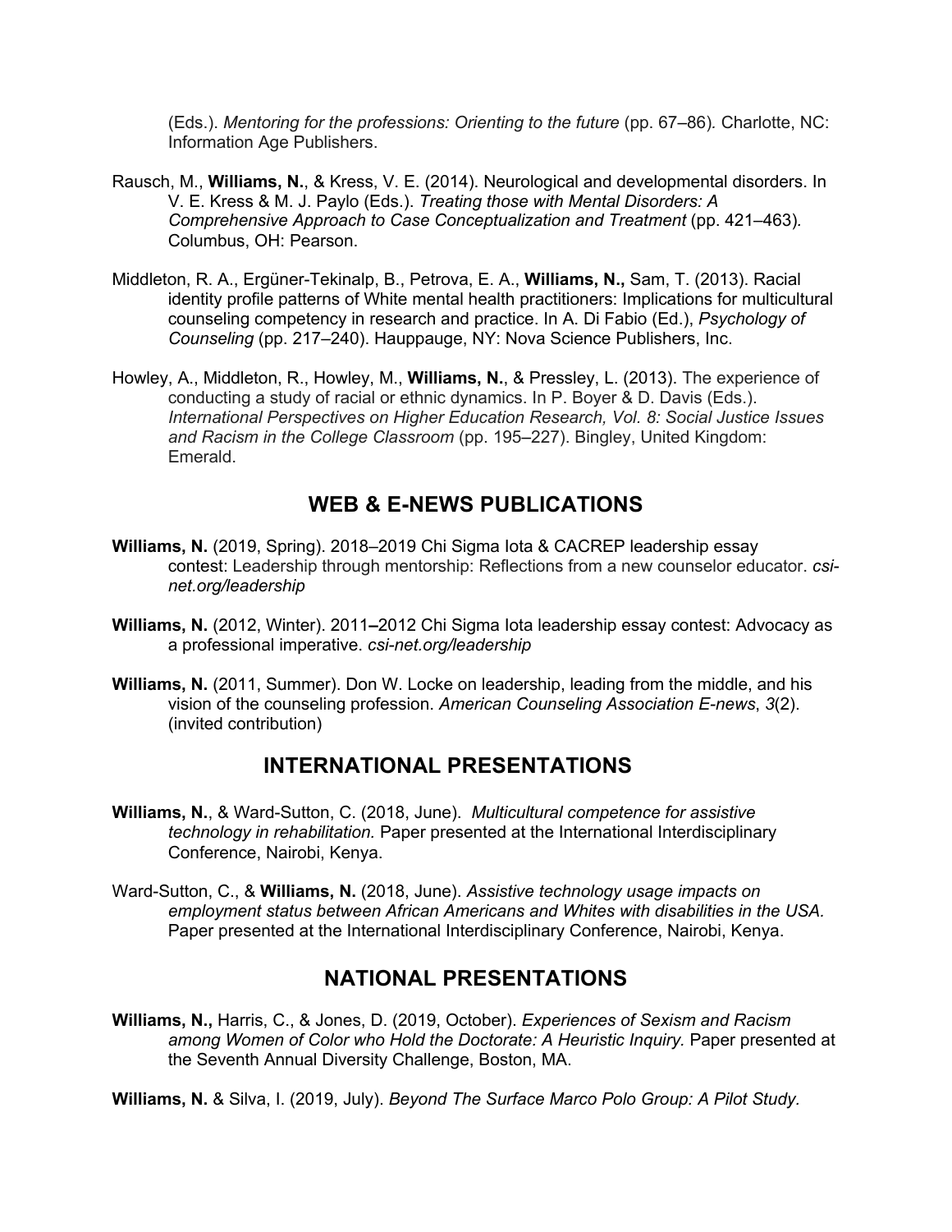(Eds.). *Mentoring for the professions: Orienting to the future* (pp. 67–86)*.* Charlotte, NC: Information Age Publishers.

Rausch, M., **Williams, N.**, & Kress, V. E. (2014). Neurological and developmental disorders. In V. E. Kress & M. J. Paylo (Eds.). *Treating those with Mental Disorders: A Comprehensive Approach to Case Conceptualization and Treatment* (pp. 421–463)*.* Columbus, OH: Pearson.

Middleton, R. A., Ergüner-Tekinalp, B., Petrova, E. A., **Williams, N.,** Sam, T. (2013). Racial identity profile patterns of White mental health practitioners: Implications for multicultural counseling competency in research and practice. In A. Di Fabio (Ed.), *Psychology of Counseling* (pp. 217–240). Hauppauge, NY: Nova Science Publishers, Inc.

Howley, A., Middleton, R., Howley, M., **Williams, N.**, & Pressley, L. (2013). The experience of conducting a study of racial or ethnic dynamics. In P. Boyer & D. Davis (Eds.). *International Perspectives on Higher Education Research, Vol. 8: Social Justice Issues and Racism in the College Classroom* (pp. 195–227). Bingley, United Kingdom: Emerald.

## WEB & E-NEWS PUBLICATIONS

**Williams, N.** (2019, Spring). 2018–2019 Chi Sigma Iota & CACREP leadership essay contest: Leadership through mentorship: Reflections from a new counselor educator. *csi-net.org/leadership*

**Williams, N.** (2012, Winter). 2011**–**2012 Chi Sigma Iota leadership essay contest: Advocacy as a professional imperative. *csi-net.org/leadership*

**Williams, N.** (2011, Summer). Don W. Locke on leadership, leading from the middle, and his vision of the counseling profession. *American Counseling Association E-news*, *3*(2). (invited contribution)

## INTERNATIONAL PRESENTATIONS

**Williams, N.**, & Ward-Sutton, C. (2018, June). *Multicultural competence for assistive technology in rehabilitation.* Paper presented at the International Interdisciplinary Conference, Nairobi, Kenya.

Ward-Sutton, C., & **Williams, N.** (2018, June). *Assistive technology usage impacts on employment status between African Americans and Whites with disabilities in the USA.* Paper presented at the International Interdisciplinary Conference, Nairobi, Kenya.

## NATIONAL PRESENTATIONS

**Williams, N.,** Harris, C., & Jones, D. (2019, October). *Experiences of Sexism and Racism among Women of Color who Hold the Doctorate: A Heuristic Inquiry.* Paper presented at the Seventh Annual Diversity Challenge, Boston, MA.

**Williams, N.** & Silva, I. (2019, July). *Beyond The Surface Marco Polo Group: A Pilot Study.*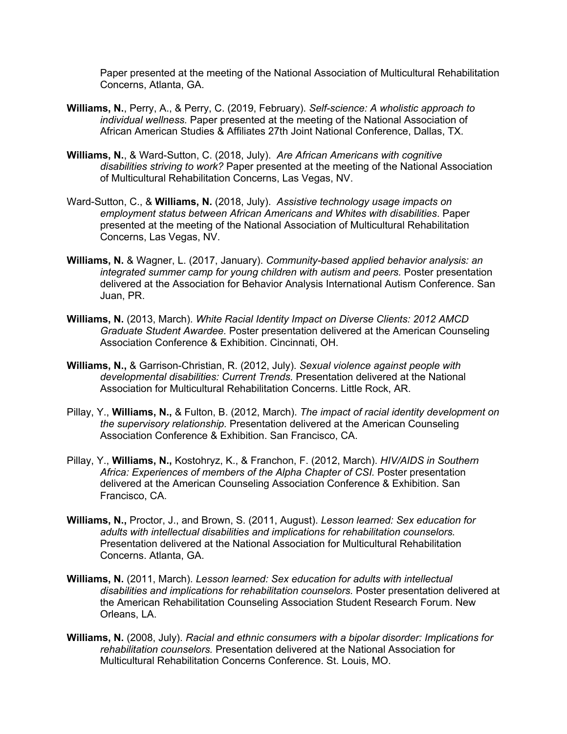Paper presented at the meeting of the National Association of Multicultural Rehabilitation Concerns, Atlanta, GA.

**Williams, N.**, Perry, A., & Perry, C. (2019, February). *Self-science: A wholistic approach to individual wellness.* Paper presented at the meeting of the National Association of African American Studies & Affiliates 27th Joint National Conference, Dallas, TX.

**Williams, N.**, & Ward-Sutton, C. (2018, July). *Are African Americans with cognitive disabilities striving to work?* Paper presented at the meeting of the National Association of Multicultural Rehabilitation Concerns, Las Vegas, NV.

Ward-Sutton, C., & **Williams, N.** (2018, July). *Assistive technology usage impacts on employment status between African Americans and Whites with disabilities*. Paper presented at the meeting of the National Association of Multicultural Rehabilitation Concerns, Las Vegas, NV.

**Williams, N.** & Wagner, L. (2017, January). *Community-based applied behavior analysis: an integrated summer camp for young children with autism and peers.* Poster presentation delivered at the Association for Behavior Analysis International Autism Conference. San Juan, PR.

**Williams, N.** (2013, March). *White Racial Identity Impact on Diverse Clients: 2012 AMCD Graduate Student Awardee.* Poster presentation delivered at the American Counseling Association Conference & Exhibition. Cincinnati, OH.

**Williams, N.,** & Garrison-Christian, R. (2012, July). *Sexual violence against people with developmental disabilities: Current Trends.* Presentation delivered at the National Association for Multicultural Rehabilitation Concerns. Little Rock, AR.

Pillay, Y., **Williams, N.,** & Fulton, B. (2012, March). *The impact of racial identity development on the supervisory relationship.* Presentation delivered at the American Counseling Association Conference & Exhibition. San Francisco, CA.

Pillay, Y., **Williams, N.,** Kostohryz, K., & Franchon, F. (2012, March). *HIV/AIDS in Southern Africa: Experiences of members of the Alpha Chapter of CSI.* Poster presentation delivered at the American Counseling Association Conference & Exhibition. San Francisco, CA.

**Williams, N.,** Proctor, J., and Brown, S. (2011, August). *Lesson learned: Sex education for adults with intellectual disabilities and implications for rehabilitation counselors.* Presentation delivered at the National Association for Multicultural Rehabilitation Concerns. Atlanta, GA.

**Williams, N.** (2011, March). *Lesson learned: Sex education for adults with intellectual disabilities and implications for rehabilitation counselors.* Poster presentation delivered at the American Rehabilitation Counseling Association Student Research Forum. New Orleans, LA.

**Williams, N.** (2008, July). *Racial and ethnic consumers with a bipolar disorder: Implications for rehabilitation counselors.* Presentation delivered at the National Association for Multicultural Rehabilitation Concerns Conference. St. Louis, MO.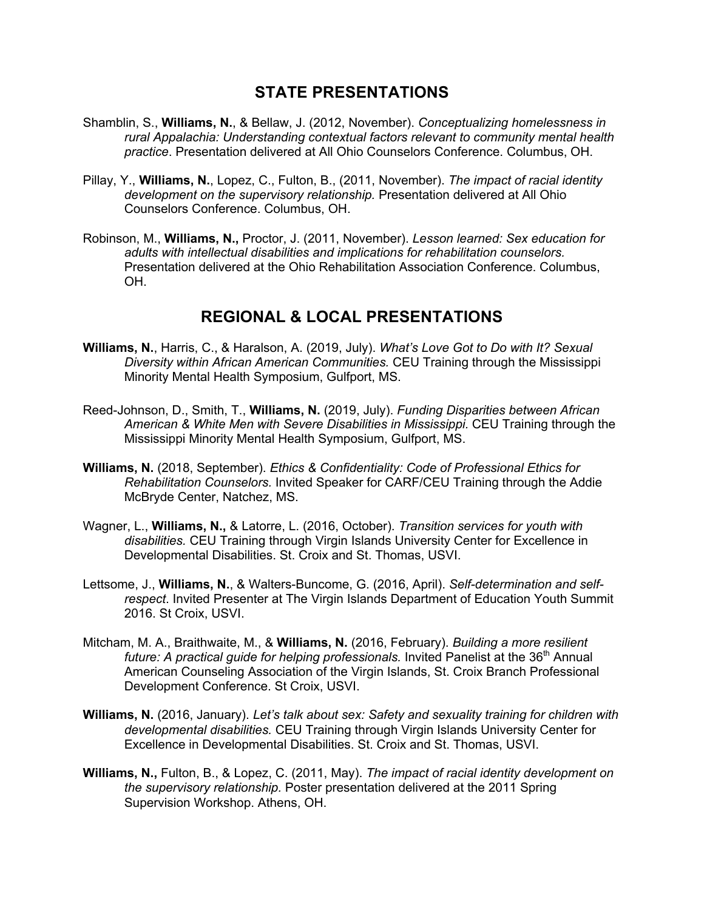## STATE PRESENTATIONS

Shamblin, S., **Williams, N.**, & Bellaw, J. (2012, November). *Conceptualizing homelessness in rural Appalachia: Understanding contextual factors relevant to community mental health practice*. Presentation delivered at All Ohio Counselors Conference. Columbus, OH.

Pillay, Y., **Williams, N.**, Lopez, C., Fulton, B., (2011, November). *The impact of racial identity development on the supervisory relationship.* Presentation delivered at All Ohio Counselors Conference. Columbus, OH.

Robinson, M., **Williams, N.,** Proctor, J. (2011, November). *Lesson learned: Sex education for adults with intellectual disabilities and implications for rehabilitation counselors.* Presentation delivered at the Ohio Rehabilitation Association Conference. Columbus, OH.

## REGIONAL & LOCAL PRESENTATIONS

**Williams, N.**, Harris, C., & Haralson, A. (2019, July). *What's Love Got to Do with It? Sexual Diversity within African American Communities.* CEU Training through the Mississippi Minority Mental Health Symposium, Gulfport, MS.

Reed-Johnson, D., Smith, T., **Williams, N.** (2019, July). *Funding Disparities between African American & White Men with Severe Disabilities in Mississippi.* CEU Training through the Mississippi Minority Mental Health Symposium, Gulfport, MS.

**Williams, N.** (2018, September). *Ethics & Confidentiality: Code of Professional Ethics for Rehabilitation Counselors.* Invited Speaker for CARF/CEU Training through the Addie McBryde Center, Natchez, MS.

Wagner, L., **Williams, N.,** & Latorre, L. (2016, October). *Transition services for youth with disabilities.* CEU Training through Virgin Islands University Center for Excellence in Developmental Disabilities. St. Croix and St. Thomas, USVI.

Lettsome, J., **Williams, N.**, & Walters-Buncome, G. (2016, April). *Self-determination and self-respect*. Invited Presenter at The Virgin Islands Department of Education Youth Summit 2016. St Croix, USVI.

Mitcham, M. A., Braithwaite, M., & **Williams, N.** (2016, February). *Building a more resilient future: A practical guide for helping professionals.* Invited Panelist at the 36th Annual American Counseling Association of the Virgin Islands, St. Croix Branch Professional Development Conference. St Croix, USVI.

**Williams, N.** (2016, January). *Let's talk about sex: Safety and sexuality training for children with developmental disabilities.* CEU Training through Virgin Islands University Center for Excellence in Developmental Disabilities. St. Croix and St. Thomas, USVI.

**Williams, N.,** Fulton, B., & Lopez, C. (2011, May). *The impact of racial identity development on the supervisory relationship.* Poster presentation delivered at the 2011 Spring Supervision Workshop. Athens, OH.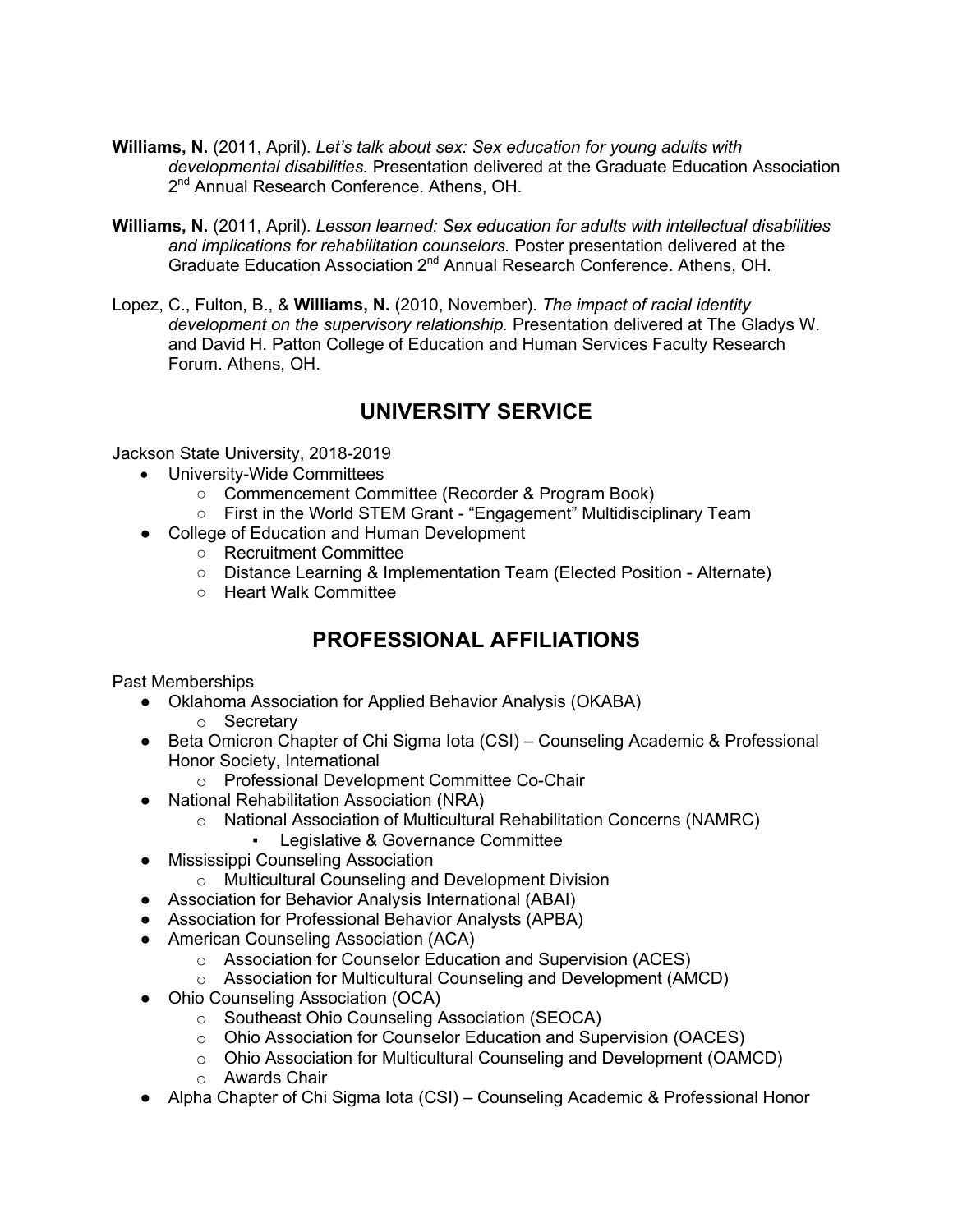**Williams, N.** (2011, April). *Let's talk about sex: Sex education for young adults with developmental disabilities.* Presentation delivered at the Graduate Education Association 2nd Annual Research Conference. Athens, OH.

**Williams, N.** (2011, April). *Lesson learned: Sex education for adults with intellectual disabilities and implications for rehabilitation counselors.* Poster presentation delivered at the Graduate Education Association 2nd Annual Research Conference. Athens, OH.

Lopez, C., Fulton, B., & **Williams, N.** (2010, November). *The impact of racial identity development on the supervisory relationship.* Presentation delivered at The Gladys W. and David H. Patton College of Education and Human Services Faculty Research Forum. Athens, OH.

## UNIVERSITY SERVICE

Jackson State University, 2018-2019

- University-Wide Committees
  - Commencement Committee (Recorder & Program Book)
  - First in the World STEM Grant - "Engagement" Multidisciplinary Team
- College of Education and Human Development
  - Recruitment Committee
  - Distance Learning & Implementation Team (Elected Position - Alternate)
  - Heart Walk Committee

## PROFESSIONAL AFFILIATIONS

Past Memberships

- Oklahoma Association for Applied Behavior Analysis (OKABA)
  - Secretary
- Beta Omicron Chapter of Chi Sigma Iota (CSI) – Counseling Academic & Professional Honor Society, International
  - Professional Development Committee Co-Chair
- National Rehabilitation Association (NRA)
  - National Association of Multicultural Rehabilitation Concerns (NAMRC)
    - Legislative & Governance Committee
- Mississippi Counseling Association
  - Multicultural Counseling and Development Division
- Association for Behavior Analysis International (ABAI)
- Association for Professional Behavior Analysts (APBA)
- American Counseling Association (ACA)
  - Association for Counselor Education and Supervision (ACES)
  - Association for Multicultural Counseling and Development (AMCD)
- Ohio Counseling Association (OCA)
  - Southeast Ohio Counseling Association (SEOCA)
  - Ohio Association for Counselor Education and Supervision (OACES)
  - Ohio Association for Multicultural Counseling and Development (OAMCD)
  - Awards Chair
- Alpha Chapter of Chi Sigma Iota (CSI) – Counseling Academic & Professional Honor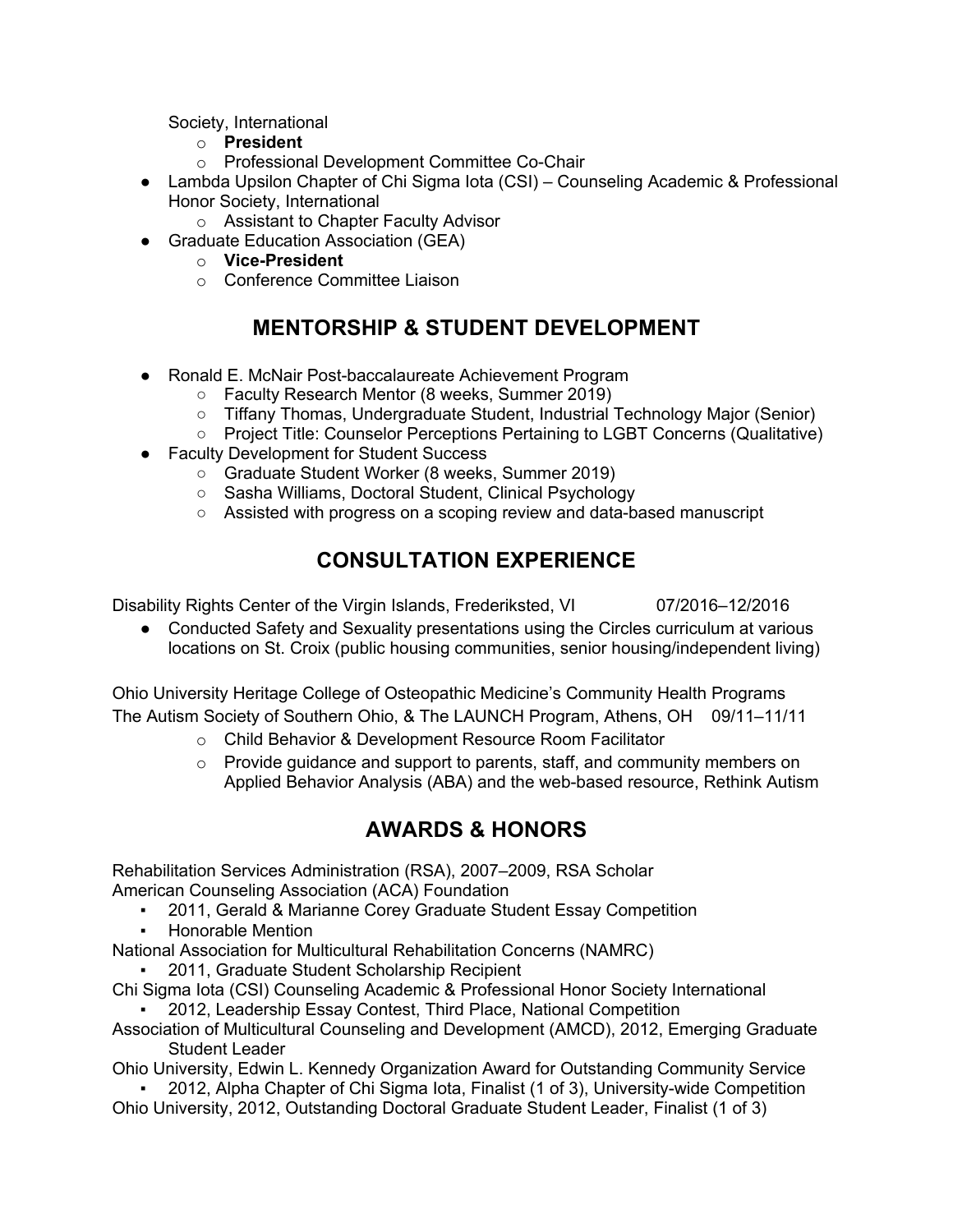Society, International
    - **President**
    - Professional Development Committee Co-Chair
- Lambda Upsilon Chapter of Chi Sigma Iota (CSI) – Counseling Academic & Professional Honor Society, International
    - Assistant to Chapter Faculty Advisor
- Graduate Education Association (GEA)
    - **Vice-President**
    - Conference Committee Liaison

## MENTORSHIP & STUDENT DEVELOPMENT

- Ronald E. McNair Post-baccalaureate Achievement Program
    - Faculty Research Mentor (8 weeks, Summer 2019)
    - Tiffany Thomas, Undergraduate Student, Industrial Technology Major (Senior)
    - Project Title: Counselor Perceptions Pertaining to LGBT Concerns (Qualitative)
- Faculty Development for Student Success
    - Graduate Student Worker (8 weeks, Summer 2019)
    - Sasha Williams, Doctoral Student, Clinical Psychology
    - Assisted with progress on a scoping review and data-based manuscript

## CONSULTATION EXPERIENCE

Disability Rights Center of the Virgin Islands, Frederiksted, VI 07/2016–12/2016

- Conducted Safety and Sexuality presentations using the Circles curriculum at various locations on St. Croix (public housing communities, senior housing/independent living)

Ohio University Heritage College of Osteopathic Medicine's Community Health Programs
The Autism Society of Southern Ohio, & The LAUNCH Program, Athens, OH 09/11–11/11

- Child Behavior & Development Resource Room Facilitator
- Provide guidance and support to parents, staff, and community members on Applied Behavior Analysis (ABA) and the web-based resource, Rethink Autism

## AWARDS & HONORS

Rehabilitation Services Administration (RSA), 2007–2009, RSA Scholar
American Counseling Association (ACA) Foundation

- 2011, Gerald & Marianne Corey Graduate Student Essay Competition
- Honorable Mention

National Association for Multicultural Rehabilitation Concerns (NAMRC)

- 2011, Graduate Student Scholarship Recipient

Chi Sigma Iota (CSI) Counseling Academic & Professional Honor Society International

- 2012, Leadership Essay Contest, Third Place, National Competition

Association of Multicultural Counseling and Development (AMCD), 2012, Emerging Graduate Student Leader

Ohio University, Edwin L. Kennedy Organization Award for Outstanding Community Service

- 2012, Alpha Chapter of Chi Sigma Iota, Finalist (1 of 3), University-wide Competition

Ohio University, 2012, Outstanding Doctoral Graduate Student Leader, Finalist (1 of 3)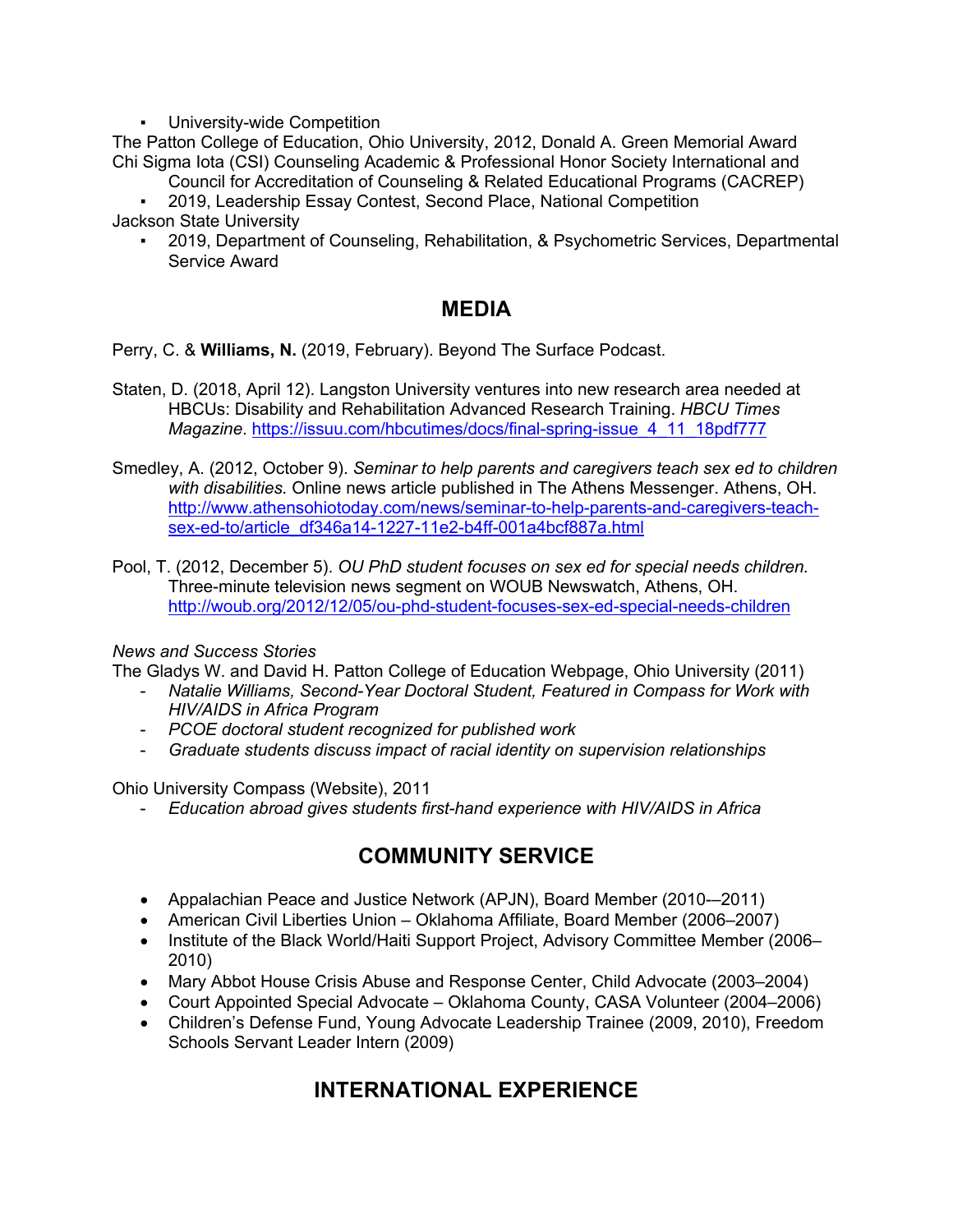- University-wide Competition

The Patton College of Education, Ohio University, 2012, Donald A. Green Memorial Award

Chi Sigma Iota (CSI) Counseling Academic & Professional Honor Society International and Council for Accreditation of Counseling & Related Educational Programs (CACREP)

- 2019, Leadership Essay Contest, Second Place, National Competition

Jackson State University

- 2019, Department of Counseling, Rehabilitation, & Psychometric Services, Departmental Service Award

## MEDIA

Perry, C. & **Williams, N.** (2019, February). Beyond The Surface Podcast.

Staten, D. (2018, April 12). Langston University ventures into new research area needed at HBCUs: Disability and Rehabilitation Advanced Research Training. *HBCU Times Magazine*. https://issuu.com/hbcutimes/docs/final-spring-issue_4_11_18pdf777

Smedley, A. (2012, October 9). *Seminar to help parents and caregivers teach sex ed to children with disabilities.* Online news article published in The Athens Messenger. Athens, OH. http://www.athensohiotoday.com/news/seminar-to-help-parents-and-caregivers-teach-sex-ed-to/article_df346a14-1227-11e2-b4ff-001a4bcf887a.html

Pool, T. (2012, December 5). *OU PhD student focuses on sex ed for special needs children.* Three-minute television news segment on WOUB Newswatch, Athens, OH. http://woub.org/2012/12/05/ou-phd-student-focuses-sex-ed-special-needs-children

*News and Success Stories*

The Gladys W. and David H. Patton College of Education Webpage, Ohio University (2011)

- *Natalie Williams, Second-Year Doctoral Student, Featured in Compass for Work with HIV/AIDS in Africa Program*
- *PCOE doctoral student recognized for published work*
- *Graduate students discuss impact of racial identity on supervision relationships*

Ohio University Compass (Website), 2011

- *Education abroad gives students first-hand experience with HIV/AIDS in Africa*

## COMMUNITY SERVICE

- Appalachian Peace and Justice Network (APJN), Board Member (2010-–2011)
- American Civil Liberties Union – Oklahoma Affiliate, Board Member (2006–2007)
- Institute of the Black World/Haiti Support Project, Advisory Committee Member (2006–2010)
- Mary Abbot House Crisis Abuse and Response Center, Child Advocate (2003–2004)
- Court Appointed Special Advocate – Oklahoma County, CASA Volunteer (2004–2006)
- Children's Defense Fund, Young Advocate Leadership Trainee (2009, 2010), Freedom Schools Servant Leader Intern (2009)

## INTERNATIONAL EXPERIENCE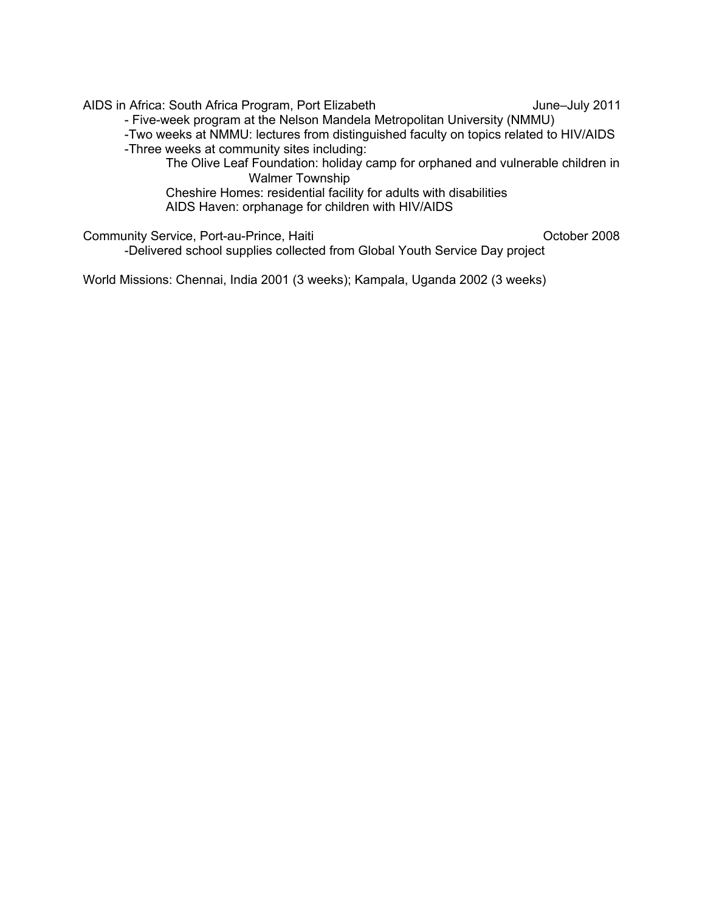AIDS in Africa: South Africa Program, Port Elizabeth June–July 2011

- Five-week program at the Nelson Mandela Metropolitan University (NMMU)
- Two weeks at NMMU: lectures from distinguished faculty on topics related to HIV/AIDS
- Three weeks at community sites including:
  - The Olive Leaf Foundation: holiday camp for orphaned and vulnerable children in Walmer Township
  - Cheshire Homes: residential facility for adults with disabilities
  - AIDS Haven: orphanage for children with HIV/AIDS

Community Service, Port-au-Prince, Haiti October 2008

- Delivered school supplies collected from Global Youth Service Day project

World Missions: Chennai, India 2001 (3 weeks); Kampala, Uganda 2002 (3 weeks)